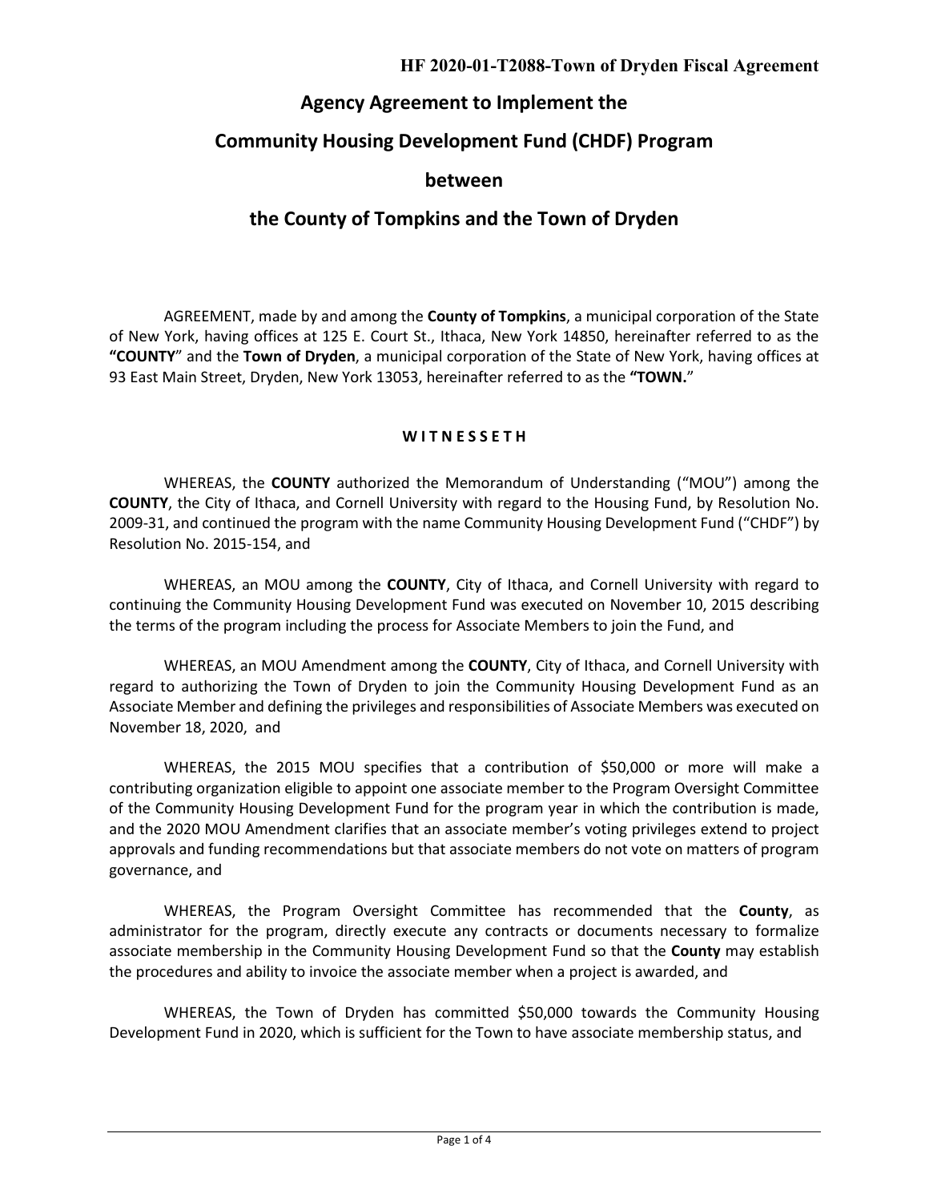**HF 2020-01-T2088-Town of Dryden Fiscal Agreement**

# Agency Agreement to Implement the Community Housing Development Fund (CHDF) Program between the County of Tompkins and the Town of Dryden

AGREEMENT, made by and among the **County of Tompkins**, a municipal corporation of the State of New York, having offices at 125 E. Court St., Ithaca, New York 14850, hereinafter referred to as the **"COUNTY"** and the **Town of Dryden**, a municipal corporation of the State of New York, having offices at 93 East Main Street, Dryden, New York 13053, hereinafter referred to as the **"TOWN."**

**W I T N E S S E T H**

WHEREAS, the **COUNTY** authorized the Memorandum of Understanding ("MOU") among the **COUNTY**, the City of Ithaca, and Cornell University with regard to the Housing Fund, by Resolution No. 2009-31, and continued the program with the name Community Housing Development Fund ("CHDF") by Resolution No. 2015-154, and

WHEREAS, an MOU among the **COUNTY**, City of Ithaca, and Cornell University with regard to continuing the Community Housing Development Fund was executed on November 10, 2015 describing the terms of the program including the process for Associate Members to join the Fund, and

WHEREAS, an MOU Amendment among the **COUNTY**, City of Ithaca, and Cornell University with regard to authorizing the Town of Dryden to join the Community Housing Development Fund as an Associate Member and defining the privileges and responsibilities of Associate Members was executed on November 18, 2020, and

WHEREAS, the 2015 MOU specifies that a contribution of $50,000 or more will make a contributing organization eligible to appoint one associate member to the Program Oversight Committee of the Community Housing Development Fund for the program year in which the contribution is made, and the 2020 MOU Amendment clarifies that an associate member's voting privileges extend to project approvals and funding recommendations but that associate members do not vote on matters of program governance, and

WHEREAS, the Program Oversight Committee has recommended that the **County**, as administrator for the program, directly execute any contracts or documents necessary to formalize associate membership in the Community Housing Development Fund so that the **County** may establish the procedures and ability to invoice the associate member when a project is awarded, and

WHEREAS, the Town of Dryden has committed $50,000 towards the Community Housing Development Fund in 2020, which is sufficient for the Town to have associate membership status, and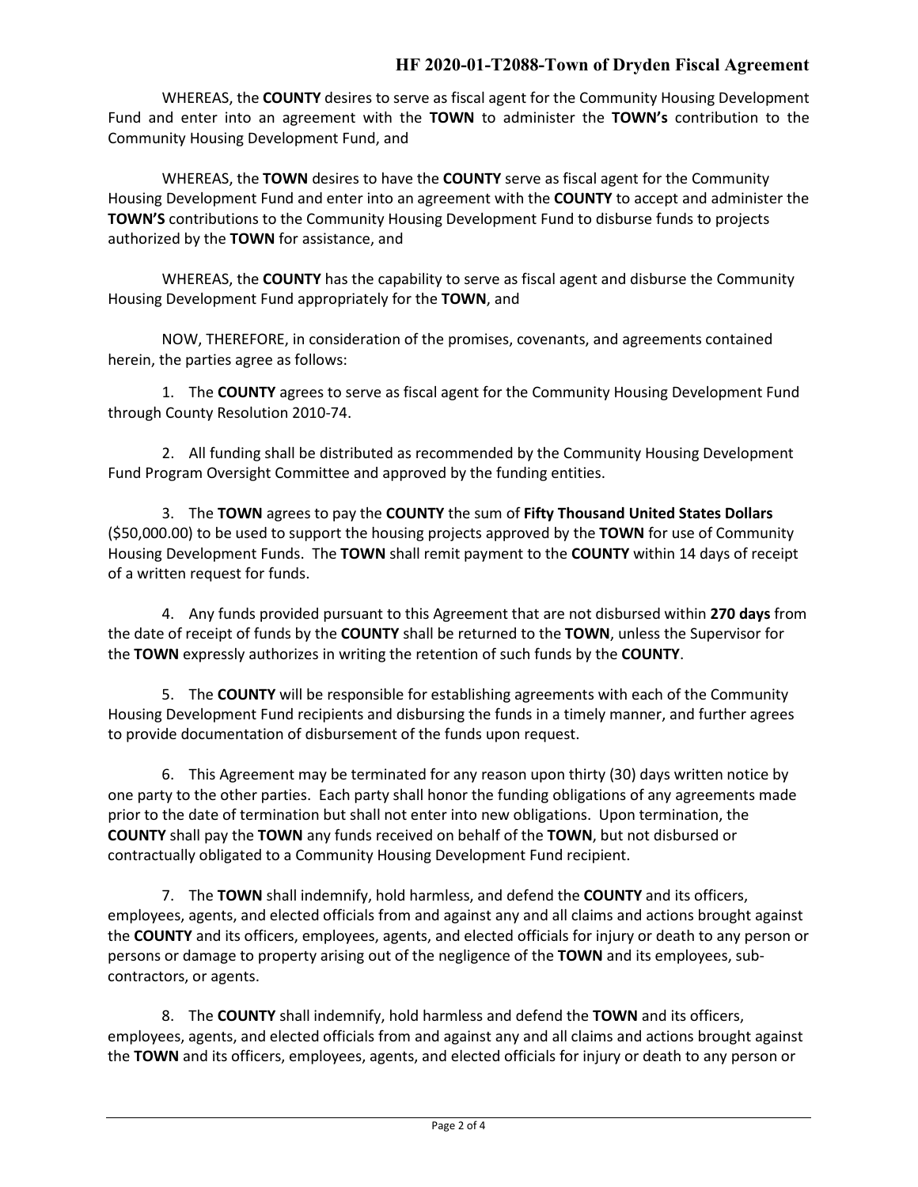WHEREAS, the **COUNTY** desires to serve as fiscal agent for the Community Housing Development Fund and enter into an agreement with the **TOWN** to administer the **TOWN's** contribution to the Community Housing Development Fund, and

WHEREAS, the **TOWN** desires to have the **COUNTY** serve as fiscal agent for the Community Housing Development Fund and enter into an agreement with the **COUNTY** to accept and administer the **TOWN'S** contributions to the Community Housing Development Fund to disburse funds to projects authorized by the **TOWN** for assistance, and

WHEREAS, the **COUNTY** has the capability to serve as fiscal agent and disburse the Community Housing Development Fund appropriately for the **TOWN**, and

NOW, THEREFORE, in consideration of the promises, covenants, and agreements contained herein, the parties agree as follows:

1. The **COUNTY** agrees to serve as fiscal agent for the Community Housing Development Fund through County Resolution 2010-74.

2. All funding shall be distributed as recommended by the Community Housing Development Fund Program Oversight Committee and approved by the funding entities.

3. The **TOWN** agrees to pay the **COUNTY** the sum of **Fifty Thousand United States Dollars** ($50,000.00) to be used to support the housing projects approved by the **TOWN** for use of Community Housing Development Funds. The **TOWN** shall remit payment to the **COUNTY** within 14 days of receipt of a written request for funds.

4. Any funds provided pursuant to this Agreement that are not disbursed within **270 days** from the date of receipt of funds by the **COUNTY** shall be returned to the **TOWN**, unless the Supervisor for the **TOWN** expressly authorizes in writing the retention of such funds by the **COUNTY**.

5. The **COUNTY** will be responsible for establishing agreements with each of the Community Housing Development Fund recipients and disbursing the funds in a timely manner, and further agrees to provide documentation of disbursement of the funds upon request.

6. This Agreement may be terminated for any reason upon thirty (30) days written notice by one party to the other parties. Each party shall honor the funding obligations of any agreements made prior to the date of termination but shall not enter into new obligations. Upon termination, the **COUNTY** shall pay the **TOWN** any funds received on behalf of the **TOWN**, but not disbursed or contractually obligated to a Community Housing Development Fund recipient.

7. The **TOWN** shall indemnify, hold harmless, and defend the **COUNTY** and its officers, employees, agents, and elected officials from and against any and all claims and actions brought against the **COUNTY** and its officers, employees, agents, and elected officials for injury or death to any person or persons or damage to property arising out of the negligence of the **TOWN** and its employees, sub-contractors, or agents.

8. The **COUNTY** shall indemnify, hold harmless and defend the **TOWN** and its officers, employees, agents, and elected officials from and against any and all claims and actions brought against the **TOWN** and its officers, employees, agents, and elected officials for injury or death to any person or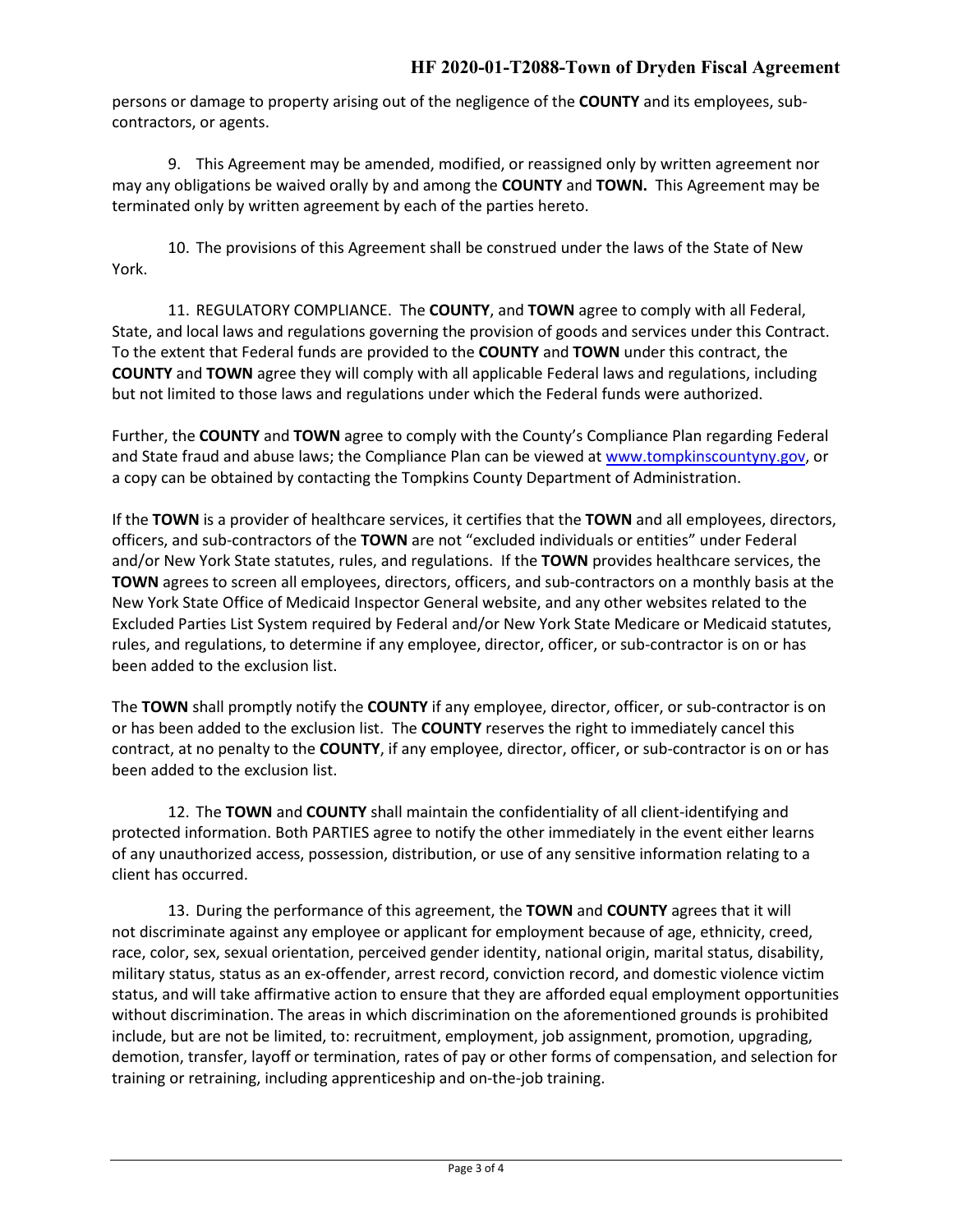persons or damage to property arising out of the negligence of the **COUNTY** and its employees, sub-contractors, or agents.

9. This Agreement may be amended, modified, or reassigned only by written agreement nor may any obligations be waived orally by and among the **COUNTY** and **TOWN.** This Agreement may be terminated only by written agreement by each of the parties hereto.

10. The provisions of this Agreement shall be construed under the laws of the State of New York.

11. REGULATORY COMPLIANCE. The **COUNTY**, and **TOWN** agree to comply with all Federal, State, and local laws and regulations governing the provision of goods and services under this Contract. To the extent that Federal funds are provided to the **COUNTY** and **TOWN** under this contract, the **COUNTY** and **TOWN** agree they will comply with all applicable Federal laws and regulations, including but not limited to those laws and regulations under which the Federal funds were authorized.

Further, the **COUNTY** and **TOWN** agree to comply with the County's Compliance Plan regarding Federal and State fraud and abuse laws; the Compliance Plan can be viewed at www.tompkinscountyny.gov, or a copy can be obtained by contacting the Tompkins County Department of Administration.

If the **TOWN** is a provider of healthcare services, it certifies that the **TOWN** and all employees, directors, officers, and sub-contractors of the **TOWN** are not "excluded individuals or entities" under Federal and/or New York State statutes, rules, and regulations. If the **TOWN** provides healthcare services, the **TOWN** agrees to screen all employees, directors, officers, and sub-contractors on a monthly basis at the New York State Office of Medicaid Inspector General website, and any other websites related to the Excluded Parties List System required by Federal and/or New York State Medicare or Medicaid statutes, rules, and regulations, to determine if any employee, director, officer, or sub-contractor is on or has been added to the exclusion list.

The **TOWN** shall promptly notify the **COUNTY** if any employee, director, officer, or sub-contractor is on or has been added to the exclusion list. The **COUNTY** reserves the right to immediately cancel this contract, at no penalty to the **COUNTY**, if any employee, director, officer, or sub-contractor is on or has been added to the exclusion list.

12. The **TOWN** and **COUNTY** shall maintain the confidentiality of all client-identifying and protected information. Both PARTIES agree to notify the other immediately in the event either learns of any unauthorized access, possession, distribution, or use of any sensitive information relating to a client has occurred.

13. During the performance of this agreement, the **TOWN** and **COUNTY** agrees that it will not discriminate against any employee or applicant for employment because of age, ethnicity, creed, race, color, sex, sexual orientation, perceived gender identity, national origin, marital status, disability, military status, status as an ex-offender, arrest record, conviction record, and domestic violence victim status, and will take affirmative action to ensure that they are afforded equal employment opportunities without discrimination. The areas in which discrimination on the aforementioned grounds is prohibited include, but are not be limited, to: recruitment, employment, job assignment, promotion, upgrading, demotion, transfer, layoff or termination, rates of pay or other forms of compensation, and selection for training or retraining, including apprenticeship and on-the-job training.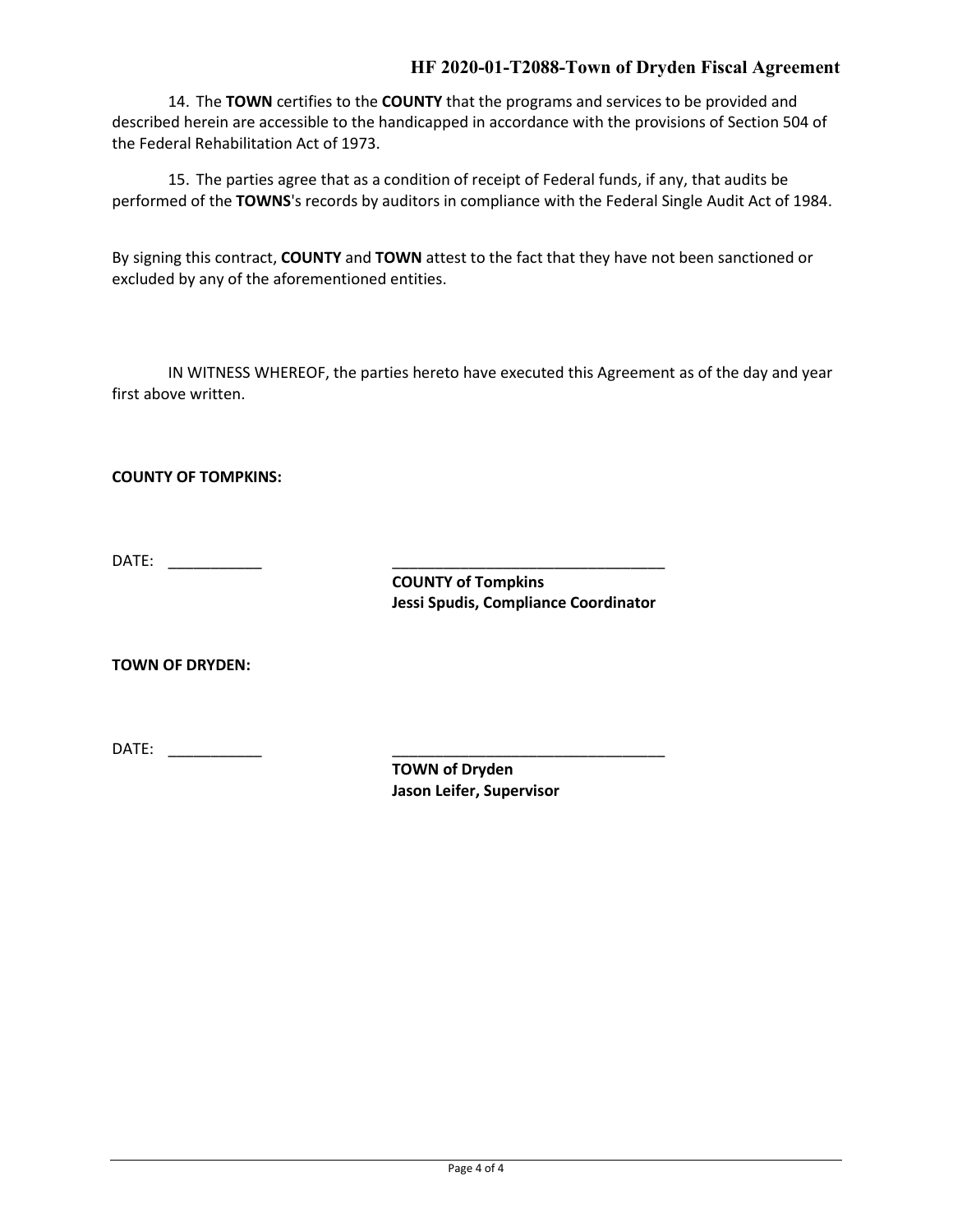14. The **TOWN** certifies to the **COUNTY** that the programs and services to be provided and described herein are accessible to the handicapped in accordance with the provisions of Section 504 of the Federal Rehabilitation Act of 1973.

15. The parties agree that as a condition of receipt of Federal funds, if any, that audits be performed of the **TOWNS**'s records by auditors in compliance with the Federal Single Audit Act of 1984.

By signing this contract, **COUNTY** and **TOWN** attest to the fact that they have not been sanctioned or excluded by any of the aforementioned entities.

IN WITNESS WHEREOF, the parties hereto have executed this Agreement as of the day and year first above written.

**COUNTY OF TOMPKINS:**

DATE: ___________ _________________________________

**COUNTY of Tompkins**
**Jessi Spudis, Compliance Coordinator**

**TOWN OF DRYDEN:**

DATE: ___________ _________________________________

**TOWN of Dryden**
**Jason Leifer, Supervisor**